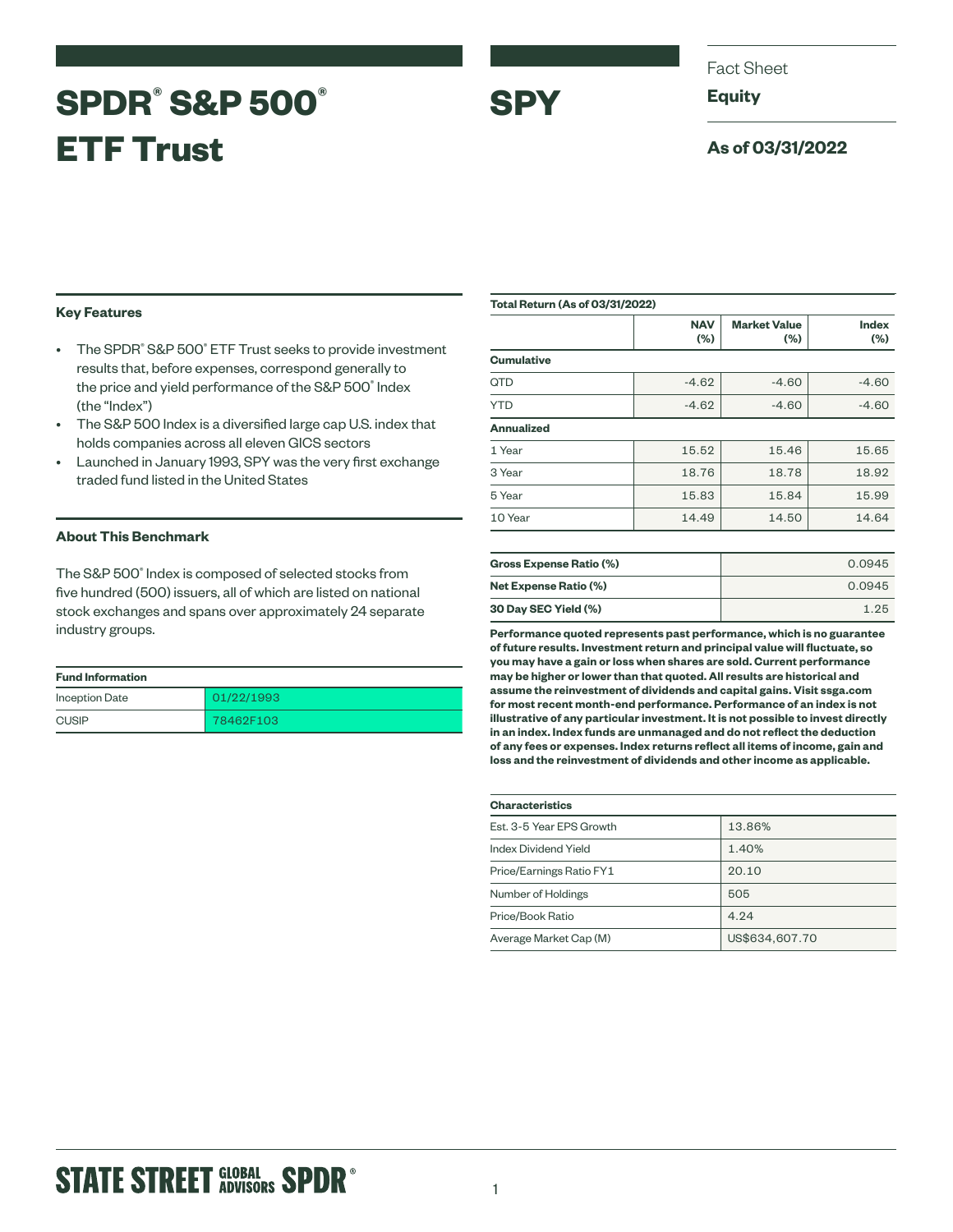# SPDR® S&P 500® ETF Trust

# SPY

Fact Sheet

**Equity**

**As of 03/31/2022**

### Key Features

- The SPDR® S&P 500® ETF Trust seeks to provide investment results that, before expenses, correspond generally to the price and yield performance of the S&P 500® Index (the "Index")
- The S&P 500 Index is a diversified large cap U.S. index that holds companies across all eleven GICS sectors
- Launched in January 1993, SPY was the very first exchange traded fund listed in the United States

### About This Benchmark

The S&P 500® Index is composed of selected stocks from five hundred (500) issuers, all of which are listed on national stock exchanges and spans over approximately 24 separate industry groups.

| Fund Information | |
|---|---|
| Inception Date | 01/22/1993 |
| CUSIP | 78462F103 |

**Total Return (As of 03/31/2022)**

| | NAV (%) | Market Value (%) | Index (%) |
|---|---|---|---|
| **Cumulative** | | | |
| QTD | -4.62 | -4.60 | -4.60 |
| YTD | -4.62 | -4.60 | -4.60 |
| **Annualized** | | | |
| 1 Year | 15.52 | 15.46 | 15.65 |
| 3 Year | 18.76 | 18.78 | 18.92 |
| 5 Year | 15.83 | 15.84 | 15.99 |
| 10 Year | 14.49 | 14.50 | 14.64 |

| | |
|---|---|
| **Gross Expense Ratio (%)** | 0.0945 |
| **Net Expense Ratio (%)** | 0.0945 |
| **30 Day SEC Yield (%)** | 1.25 |

**Performance quoted represents past performance, which is no guarantee of future results. Investment return and principal value will fluctuate, so you may have a gain or loss when shares are sold. Current performance may be higher or lower than that quoted. All results are historical and assume the reinvestment of dividends and capital gains. Visit ssga.com for most recent month-end performance. Performance of an index is not illustrative of any particular investment. It is not possible to invest directly in an index. Index funds are unmanaged and do not reflect the deduction of any fees or expenses. Index returns reflect all items of income, gain and loss and the reinvestment of dividends and other income as applicable.**

| Characteristics | |
|---|---|
| Est. 3-5 Year EPS Growth | 13.86% |
| Index Dividend Yield | 1.40% |
| Price/Earnings Ratio FY1 | 20.10 |
| Number of Holdings | 505 |
| Price/Book Ratio | 4.24 |
| Average Market Cap (M) | US$634,607.70 |

STATE STREET GLOBAL ADVISORS SPDR®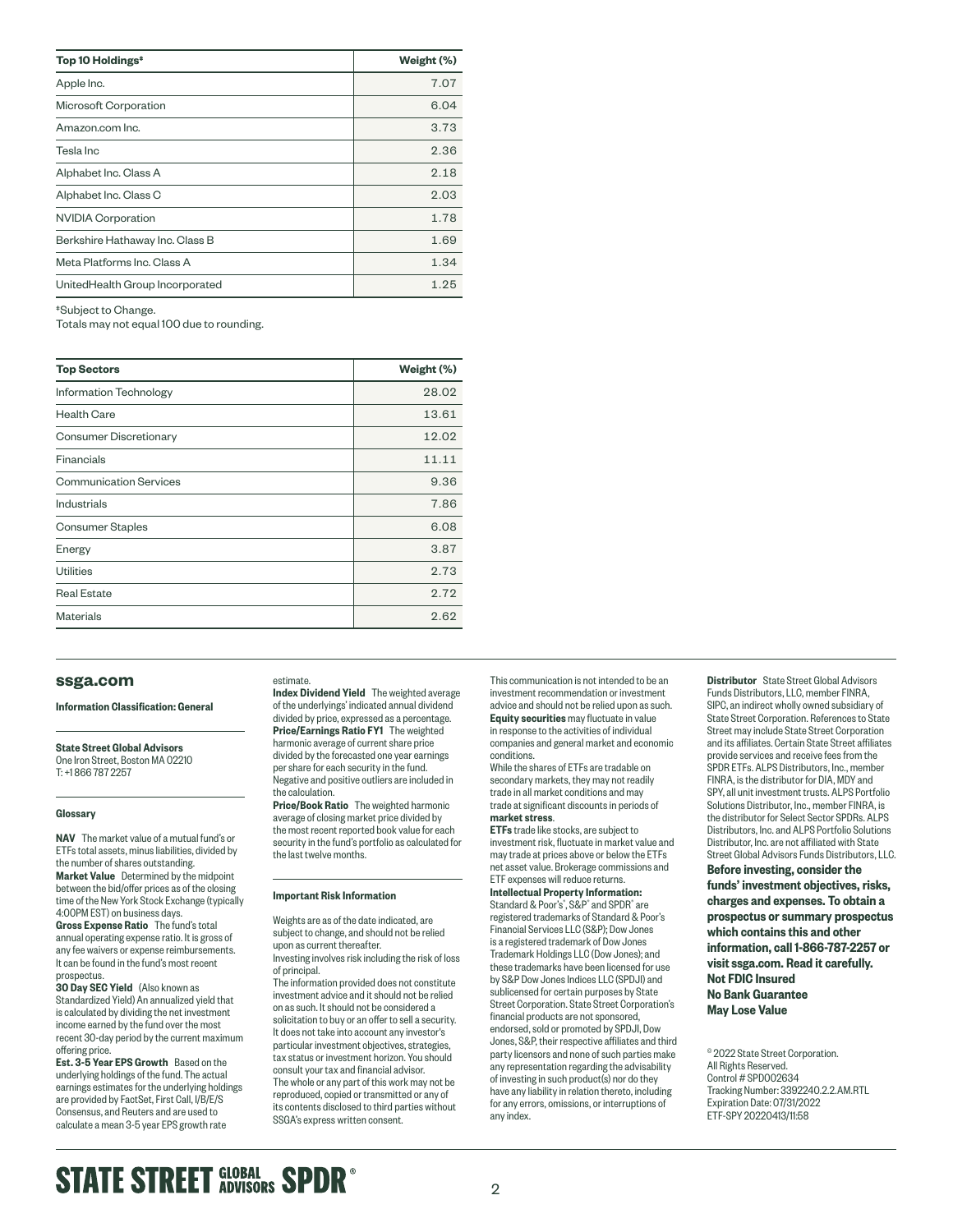| Top 10 Holdings‡ | Weight (%) |
| --- | --- |
| Apple Inc. | 7.07 |
| Microsoft Corporation | 6.04 |
| Amazon.com Inc. | 3.73 |
| Tesla Inc | 2.36 |
| Alphabet Inc. Class A | 2.18 |
| Alphabet Inc. Class C | 2.03 |
| NVIDIA Corporation | 1.78 |
| Berkshire Hathaway Inc. Class B | 1.69 |
| Meta Platforms Inc. Class A | 1.34 |
| UnitedHealth Group Incorporated | 1.25 |

‡Subject to Change.
Totals may not equal 100 due to rounding.

| Top Sectors | Weight (%) |
| --- | --- |
| Information Technology | 28.02 |
| Health Care | 13.61 |
| Consumer Discretionary | 12.02 |
| Financials | 11.11 |
| Communication Services | 9.36 |
| Industrials | 7.86 |
| Consumer Staples | 6.08 |
| Energy | 3.87 |
| Utilities | 2.73 |
| Real Estate | 2.72 |
| Materials | 2.62 |

## ssga.com

**Information Classification: General**

**State Street Global Advisors**
One Iron Street, Boston MA 02210
T: +1 866 787 2257

### Glossary

**NAV** The market value of a mutual fund's or ETFs total assets, minus liabilities, divided by the number of shares outstanding.
**Market Value** Determined by the midpoint between the bid/offer prices as of the closing time of the New York Stock Exchange (typically 4:00PM EST) on business days.
**Gross Expense Ratio** The fund's total annual operating expense ratio. It is gross of any fee waivers or expense reimbursements. It can be found in the fund's most recent prospectus.
**30 Day SEC Yield** (Also known as Standardized Yield) An annualized yield that is calculated by dividing the net investment income earned by the fund over the most recent 30-day period by the current maximum offering price.
**Est. 3-5 Year EPS Growth** Based on the underlying holdings of the fund. The actual earnings estimates for the underlying holdings are provided by FactSet, First Call, I/B/E/S Consensus, and Reuters and are used to calculate a mean 3-5 year EPS growth rate estimate.
**Index Dividend Yield** The weighted average of the underlyings' indicated annual dividend divided by price, expressed as a percentage.
**Price/Earnings Ratio FY1** The weighted harmonic average of current share price divided by the forecasted one year earnings per share for each security in the fund. Negative and positive outliers are included in the calculation.
**Price/Book Ratio** The weighted harmonic average of closing market price divided by the most recent reported book value for each security in the fund's portfolio as calculated for the last twelve months.

### Important Risk Information

Weights are as of the date indicated, are subject to change, and should not be relied upon as current thereafter.
Investing involves risk including the risk of loss of principal.
The information provided does not constitute investment advice and it should not be relied on as such. It should not be considered a solicitation to buy or an offer to sell a security. It does not take into account any investor's particular investment objectives, strategies, tax status or investment horizon. You should consult your tax and financial advisor.
The whole or any part of this work may not be reproduced, copied or transmitted or any of its contents disclosed to third parties without SSGA's express written consent.

This communication is not intended to be an investment recommendation or investment advice and should not be relied upon as such.
**Equity securities** may fluctuate in value in response to the activities of individual companies and general market and economic conditions.
While the shares of ETFs are tradable on secondary markets, they may not readily trade in all market conditions and may trade at significant discounts in periods of **market stress**.
**ETFs** trade like stocks, are subject to investment risk, fluctuate in market value and may trade at prices above or below the ETFs net asset value. Brokerage commissions and ETF expenses will reduce returns.
**Intellectual Property Information:** Standard & Poor's®, S&P® and SPDR® are registered trademarks of Standard & Poor's Financial Services LLC (S&P); Dow Jones is a registered trademark of Dow Jones Trademark Holdings LLC (Dow Jones); and these trademarks have been licensed for use by S&P Dow Jones Indices LLC (SPDJI) and sublicensed for certain purposes by State Street Corporation. State Street Corporation's financial products are not sponsored, endorsed, sold or promoted by SPDJI, Dow Jones, S&P, their respective affiliates and third party licensors and none of such parties make any representation regarding the advisability of investing in such product(s) nor do they have any liability in relation thereto, including for any errors, omissions, or interruptions of any index.

**Distributor** State Street Global Advisors Funds Distributors, LLC, member FINRA, SIPC, an indirect wholly owned subsidiary of State Street Corporation. References to State Street may include State Street Corporation and its affiliates. Certain State Street affiliates provide services and receive fees from the SPDR ETFs. ALPS Distributors, Inc., member FINRA, is the distributor for DIA, MDY and SPY, all unit investment trusts. ALPS Portfolio Solutions Distributor, Inc., member FINRA, is the distributor for Select Sector SPDRs. ALPS Distributors, Inc. and ALPS Portfolio Solutions Distributor, Inc. are not affiliated with State Street Global Advisors Funds Distributors, LLC.

**Before investing, consider the funds' investment objectives, risks, charges and expenses. To obtain a prospectus or summary prospectus which contains this and other information, call 1-866-787-2257 or visit ssga.com. Read it carefully.**
**Not FDIC Insured**
**No Bank Guarantee**
**May Lose Value**

© 2022 State Street Corporation.
All Rights Reserved.
Control # SPD002634
Tracking Number: 3392240.2.2.AM.RTL
Expiration Date: 07/31/2022
ETF-SPY 20220413/11:58

STATE STREET GLOBAL ADVISORS SPDR®